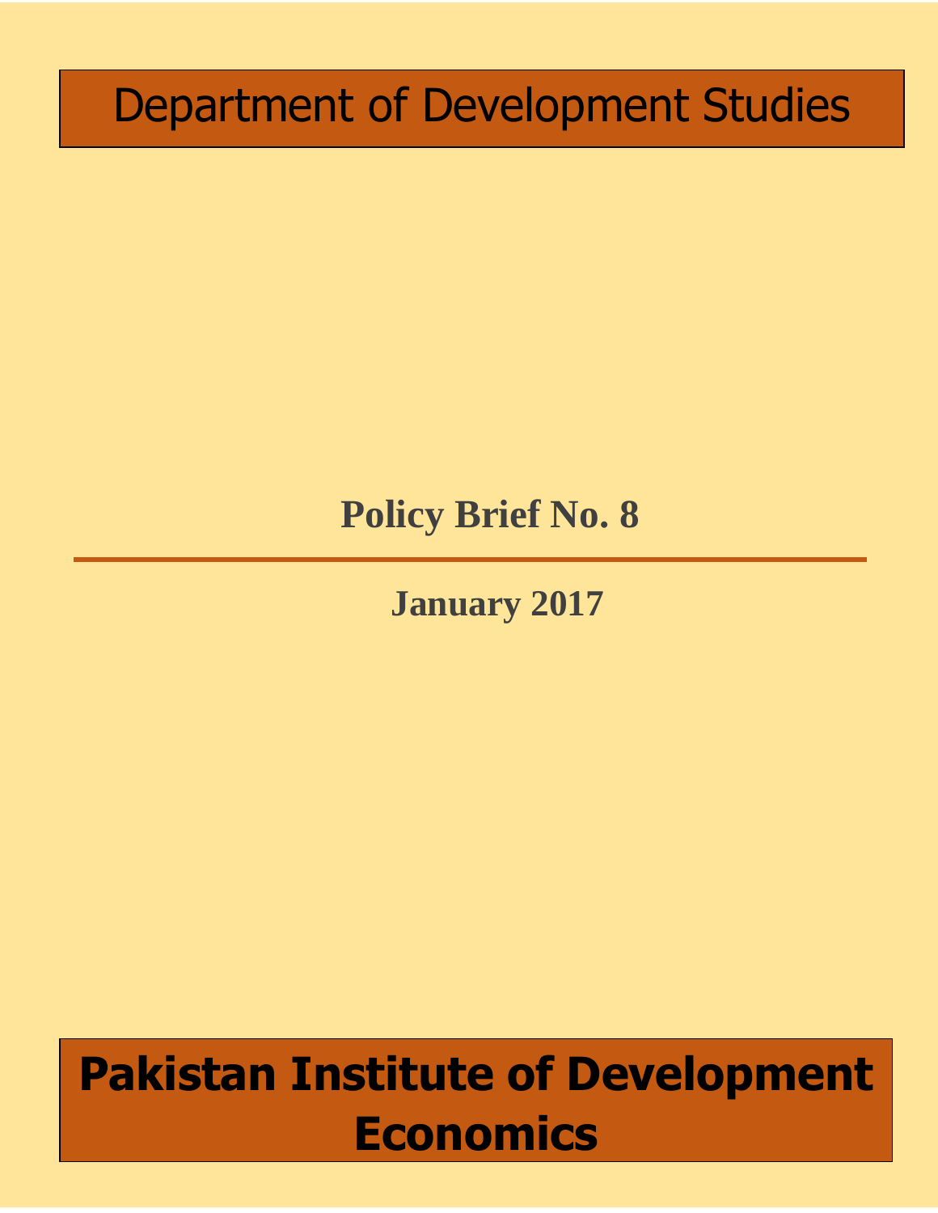# Department of Development Studies

## Policy Brief No. 8

---

**January 2017**

# Pakistan Institute of Development Economics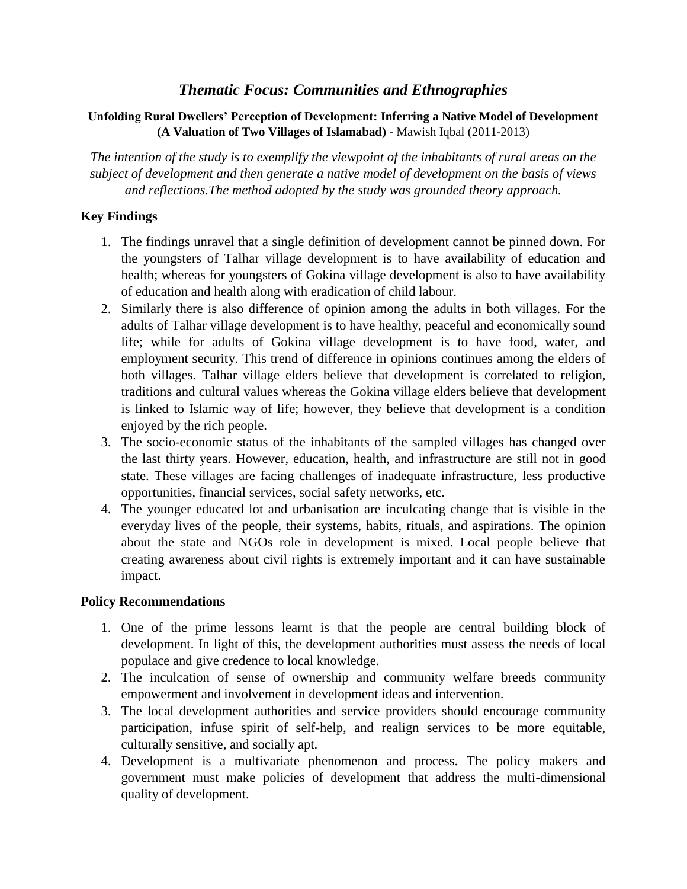## *Thematic Focus: Communities and Ethnographies*

**Unfolding Rural Dwellers' Perception of Development: Inferring a Native Model of Development (A Valuation of Two Villages of Islamabad)** - Mawish Iqbal (2011-2013)

*The intention of the study is to exemplify the viewpoint of the inhabitants of rural areas on the subject of development and then generate a native model of development on the basis of views and reflections.The method adopted by the study was grounded theory approach.*

### Key Findings

1. The findings unravel that a single definition of development cannot be pinned down. For the youngsters of Talhar village development is to have availability of education and health; whereas for youngsters of Gokina village development is also to have availability of education and health along with eradication of child labour.
2. Similarly there is also difference of opinion among the adults in both villages. For the adults of Talhar village development is to have healthy, peaceful and economically sound life; while for adults of Gokina village development is to have food, water, and employment security. This trend of difference in opinions continues among the elders of both villages. Talhar village elders believe that development is correlated to religion, traditions and cultural values whereas the Gokina village elders believe that development is linked to Islamic way of life; however, they believe that development is a condition enjoyed by the rich people.
3. The socio-economic status of the inhabitants of the sampled villages has changed over the last thirty years. However, education, health, and infrastructure are still not in good state. These villages are facing challenges of inadequate infrastructure, less productive opportunities, financial services, social safety networks, etc.
4. The younger educated lot and urbanisation are inculcating change that is visible in the everyday lives of the people, their systems, habits, rituals, and aspirations. The opinion about the state and NGOs role in development is mixed. Local people believe that creating awareness about civil rights is extremely important and it can have sustainable impact.

### Policy Recommendations

1. One of the prime lessons learnt is that the people are central building block of development. In light of this, the development authorities must assess the needs of local populace and give credence to local knowledge.
2. The inculcation of sense of ownership and community welfare breeds community empowerment and involvement in development ideas and intervention.
3. The local development authorities and service providers should encourage community participation, infuse spirit of self-help, and realign services to be more equitable, culturally sensitive, and socially apt.
4. Development is a multivariate phenomenon and process. The policy makers and government must make policies of development that address the multi-dimensional quality of development.